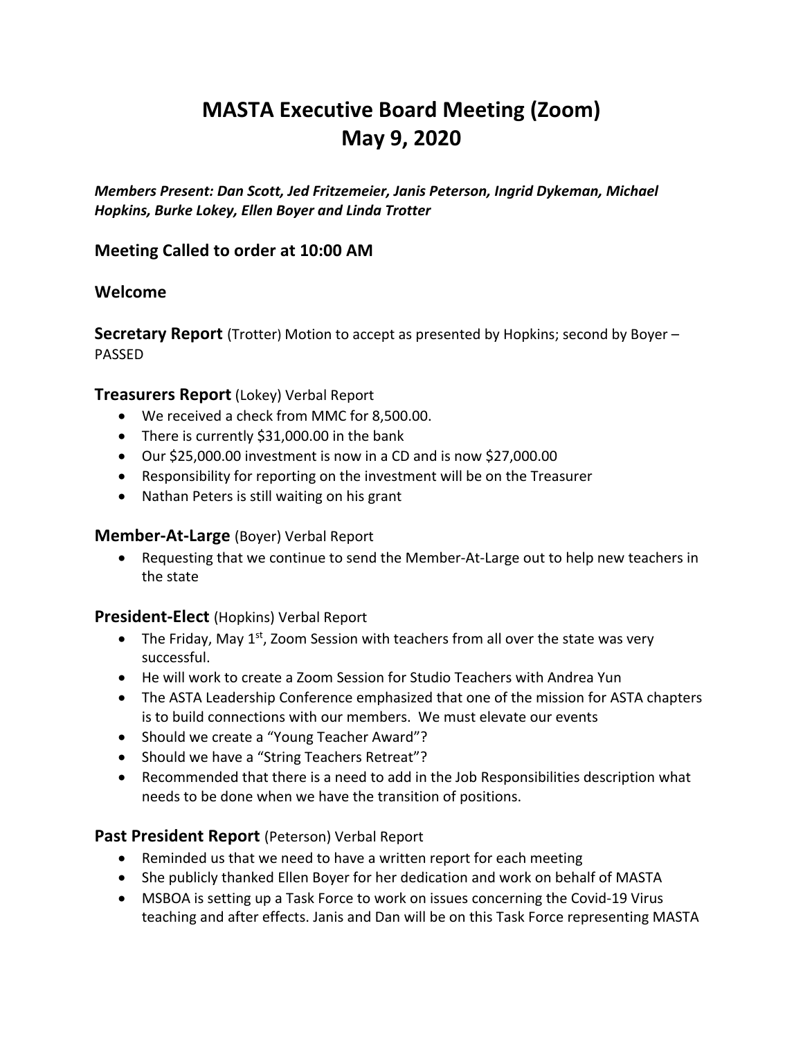# MASTA Executive Board Meeting (Zoom)
# May 9, 2020

***Members Present: Dan Scott, Jed Fritzemeier, Janis Peterson, Ingrid Dykeman, Michael Hopkins, Burke Lokey, Ellen Boyer and Linda Trotter***

## Meeting Called to order at 10:00 AM

## Welcome

**Secretary Report** (Trotter) Motion to accept as presented by Hopkins; second by Boyer – PASSED

### Treasurers Report (Lokey) Verbal Report

- We received a check from MMC for 8,500.00.
- There is currently $31,000.00 in the bank
- Our $25,000.00 investment is now in a CD and is now $27,000.00
- Responsibility for reporting on the investment will be on the Treasurer
- Nathan Peters is still waiting on his grant

### Member-At-Large (Boyer) Verbal Report

- Requesting that we continue to send the Member-At-Large out to help new teachers in the state

### President-Elect (Hopkins) Verbal Report

- The Friday, May 1st, Zoom Session with teachers from all over the state was very successful.
- He will work to create a Zoom Session for Studio Teachers with Andrea Yun
- The ASTA Leadership Conference emphasized that one of the mission for ASTA chapters is to build connections with our members. We must elevate our events
- Should we create a "Young Teacher Award"?
- Should we have a "String Teachers Retreat"?
- Recommended that there is a need to add in the Job Responsibilities description what needs to be done when we have the transition of positions.

### Past President Report (Peterson) Verbal Report

- Reminded us that we need to have a written report for each meeting
- She publicly thanked Ellen Boyer for her dedication and work on behalf of MASTA
- MSBOA is setting up a Task Force to work on issues concerning the Covid-19 Virus teaching and after effects. Janis and Dan will be on this Task Force representing MASTA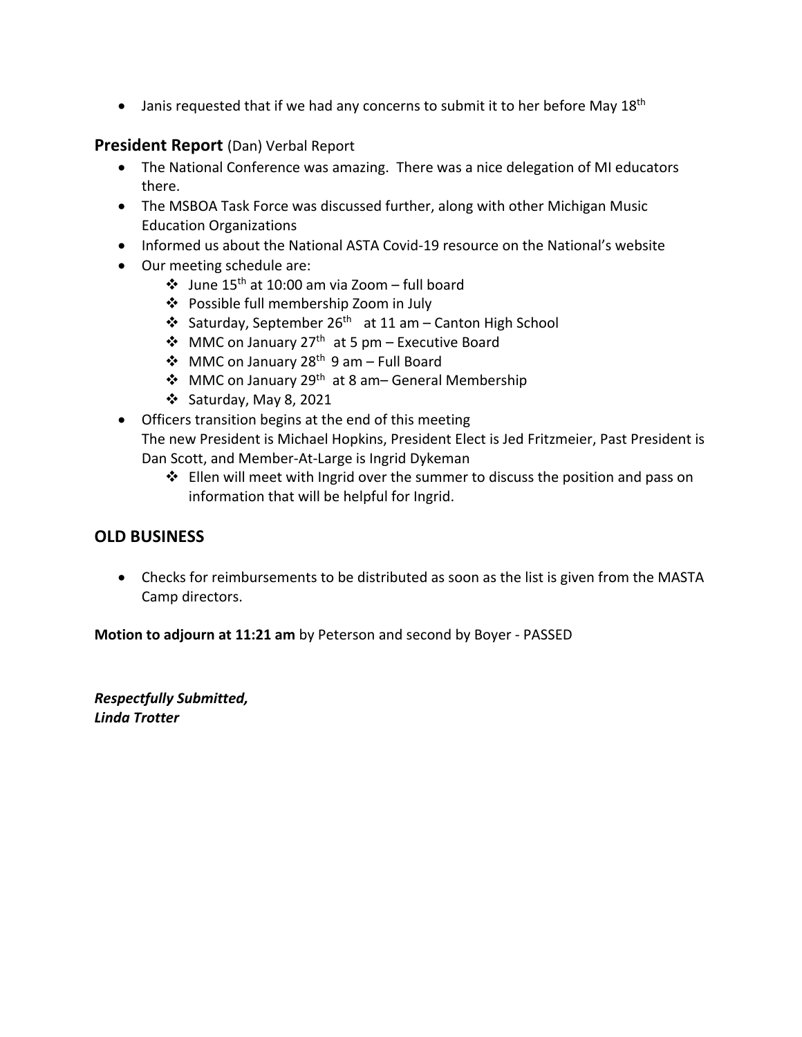- Janis requested that if we had any concerns to submit it to her before May 18th

## President Report (Dan) Verbal Report

- The National Conference was amazing. There was a nice delegation of MI educators there.
- The MSBOA Task Force was discussed further, along with other Michigan Music Education Organizations
- Informed us about the National ASTA Covid-19 resource on the National's website
- Our meeting schedule are:
  - June 15th at 10:00 am via Zoom – full board
  - Possible full membership Zoom in July
  - Saturday, September 26th at 11 am – Canton High School
  - MMC on January 27th at 5 pm – Executive Board
  - MMC on January 28th 9 am – Full Board
  - MMC on January 29th at 8 am– General Membership
  - Saturday, May 8, 2021
- Officers transition begins at the end of this meeting
  The new President is Michael Hopkins, President Elect is Jed Fritzmeier, Past President is Dan Scott, and Member-At-Large is Ingrid Dykeman
  - Ellen will meet with Ingrid over the summer to discuss the position and pass on information that will be helpful for Ingrid.

## OLD BUSINESS

- Checks for reimbursements to be distributed as soon as the list is given from the MASTA Camp directors.

**Motion to adjourn at 11:21 am** by Peterson and second by Boyer - PASSED

***Respectfully Submitted,***
***Linda Trotter***